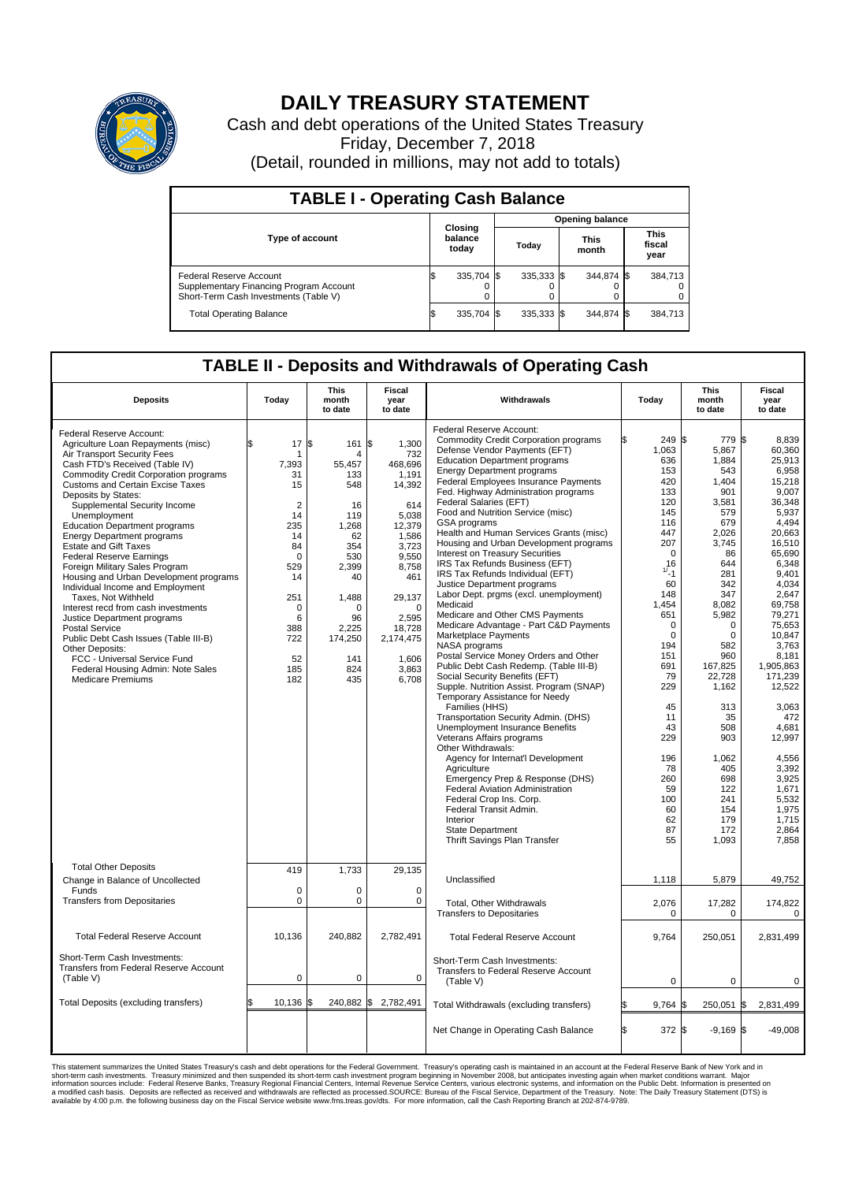# DAILY TREASURY STATEMENT

Cash and debt operations of the United States Treasury
Friday, December 7, 2018
(Detail, rounded in millions, may not add to totals)

## TABLE I - Operating Cash Balance

| Type of account | Closing balance today | Opening balance Today | Opening balance This month | Opening balance This fiscal year |
|---|---|---|---|---|
| Federal Reserve Account | $ 335,704 | $ 335,333 | $ 344,874 | $ 384,713 |
| Supplementary Financing Program Account | 0 | 0 | 0 | 0 |
| Short-Term Cash Investments (Table V) | 0 | 0 | 0 | 0 |
| Total Operating Balance | $ 335,704 | $ 335,333 | $ 344,874 | $ 384,713 |

## TABLE II - Deposits and Withdrawals of Operating Cash

| Deposits | Today | This month to date | Fiscal year to date |
|---|---|---|---|
| Federal Reserve Account: | | | |
| Agriculture Loan Repayments (misc) | $ 17 | $ 161 | $ 1,300 |
| Air Transport Security Fees | 1 | 4 | 732 |
| Cash FTD's Received (Table IV) | 7,393 | 55,457 | 468,696 |
| Commodity Credit Corporation programs | 31 | 133 | 1,191 |
| Customs and Certain Excise Taxes | 15 | 548 | 14,392 |
| Deposits by States: | | | |
| Supplemental Security Income | 2 | 16 | 614 |
| Unemployment | 14 | 119 | 5,038 |
| Education Department programs | 235 | 1,268 | 12,379 |
| Energy Department programs | 14 | 62 | 1,586 |
| Estate and Gift Taxes | 84 | 354 | 3,723 |
| Federal Reserve Earnings | 0 | 530 | 9,550 |
| Foreign Military Sales Program | 529 | 2,399 | 8,758 |
| Housing and Urban Development programs | 14 | 40 | 461 |
| Individual Income and Employment Taxes, Not Withheld | 251 | 1,488 | 29,137 |
| Interest recd from cash investments | 0 | 0 | 0 |
| Justice Department programs | 6 | 96 | 2,595 |
| Postal Service | 388 | 2,225 | 18,728 |
| Public Debt Cash Issues (Table III-B) | 722 | 174,250 | 2,174,475 |
| Other Deposits: | | | |
| FCC - Universal Service Fund | 52 | 141 | 1,606 |
| Federal Housing Admin: Note Sales | 185 | 824 | 3,863 |
| Medicare Premiums | 182 | 435 | 6,708 |
| Total Other Deposits | 419 | 1,733 | 29,135 |
| Change in Balance of Uncollected Funds | 0 | 0 | 0 |
| Transfers from Depositaries | 0 | 0 | 0 |
| Total Federal Reserve Account | 10,136 | 240,882 | 2,782,491 |
| Short-Term Cash Investments: Transfers from Federal Reserve Account (Table V) | 0 | 0 | 0 |
| Total Deposits (excluding transfers) | $ 10,136 | $ 240,882 | $ 2,782,491 |

| Withdrawals | Today | This month to date | Fiscal year to date |
|---|---|---|---|
| Federal Reserve Account: | | | |
| Commodity Credit Corporation programs | $ 249 | $ 779 | $ 8,839 |
| Defense Vendor Payments (EFT) | 1,063 | 5,867 | 60,360 |
| Education Department programs | 636 | 1,884 | 25,913 |
| Energy Department programs | 153 | 543 | 6,958 |
| Federal Employees Insurance Payments | 420 | 1,404 | 15,218 |
| Fed. Highway Administration programs | 133 | 901 | 9,007 |
| Federal Salaries (EFT) | 120 | 3,581 | 36,348 |
| Food and Nutrition Service (misc) | 145 | 579 | 5,937 |
| GSA programs | 116 | 679 | 4,494 |
| Health and Human Services Grants (misc) | 447 | 2,026 | 20,663 |
| Housing and Urban Development programs | 207 | 3,745 | 16,510 |
| Interest on Treasury Securities | 0 | 86 | 65,690 |
| IRS Tax Refunds Business (EFT) | 16 | 644 | 6,348 |
| IRS Tax Refunds Individual (EFT) | [1/] -1 | 281 | 9,401 |
| Justice Department programs | 60 | 342 | 4,034 |
| Labor Dept. prgms (excl. unemployment) | 148 | 347 | 2,647 |
| Medicaid | 1,454 | 8,082 | 69,758 |
| Medicare and Other CMS Payments | 651 | 5,982 | 79,271 |
| Medicare Advantage - Part C&D Payments | 0 | 0 | 75,653 |
| Marketplace Payments | 0 | 0 | 10,847 |
| NASA programs | 194 | 582 | 3,763 |
| Postal Service Money Orders and Other | 151 | 960 | 8,181 |
| Public Debt Cash Redemp. (Table III-B) | 691 | 167,825 | 1,905,863 |
| Social Security Benefits (EFT) | 79 | 22,728 | 171,239 |
| Supple. Nutrition Assist. Program (SNAP) | 229 | 1,162 | 12,522 |
| Temporary Assistance for Needy Families (HHS) | 45 | 313 | 3,063 |
| Transportation Security Admin. (DHS) | 11 | 35 | 472 |
| Unemployment Insurance Benefits | 43 | 508 | 4,681 |
| Veterans Affairs programs | 229 | 903 | 12,997 |
| Other Withdrawals: | | | |
| Agency for Internat'l Development | 196 | 1,062 | 4,556 |
| Agriculture | 78 | 405 | 3,392 |
| Emergency Prep & Response (DHS) | 260 | 698 | 3,925 |
| Federal Aviation Administration | 59 | 122 | 1,671 |
| Federal Crop Ins. Corp. | 100 | 241 | 5,532 |
| Federal Transit Admin. | 60 | 154 | 1,975 |
| Interior | 62 | 179 | 1,715 |
| State Department | 87 | 172 | 2,864 |
| Thrift Savings Plan Transfer | 55 | 1,093 | 7,858 |
| Unclassified | 1,118 | 5,879 | 49,752 |
| Total, Other Withdrawals | 2,076 | 17,282 | 174,822 |
| Transfers to Depositaries | 0 | 0 | 0 |
| Total Federal Reserve Account | 9,764 | 250,051 | 2,831,499 |
| Short-Term Cash Investments: Transfers to Federal Reserve Account (Table V) | 0 | 0 | 0 |
| Total Withdrawals (excluding transfers) | $ 9,764 | $ 250,051 | $ 2,831,499 |
| Net Change in Operating Cash Balance | $ 372 | $ -9,169 | $ -49,008 |

This statement summarizes the United States Treasury's cash and debt operations for the Federal Government. Treasury's operating cash is maintained in an account at the Federal Reserve Bank of New York and in short-term cash investments. Treasury minimized and then suspended its short-term cash investment program beginning in November 2008, but anticipates investing again when market conditions warrant. Major information sources include: Federal Reserve Banks, Treasury Regional Financial Centers, Internal Revenue Service Centers, various electronic systems, and information on the Public Debt. Information is presented on a modified cash basis. Deposits are reflected as received and withdrawals are reflected as processed.SOURCE: Bureau of the Fiscal Service, Department of the Treasury. Note: The Daily Treasury Statement (DTS) is available by 4:00 p.m. the following business day on the Fiscal Service website www.fms.treas.gov/dts. For more information, call the Cash Reporting Branch at 202-874-9789.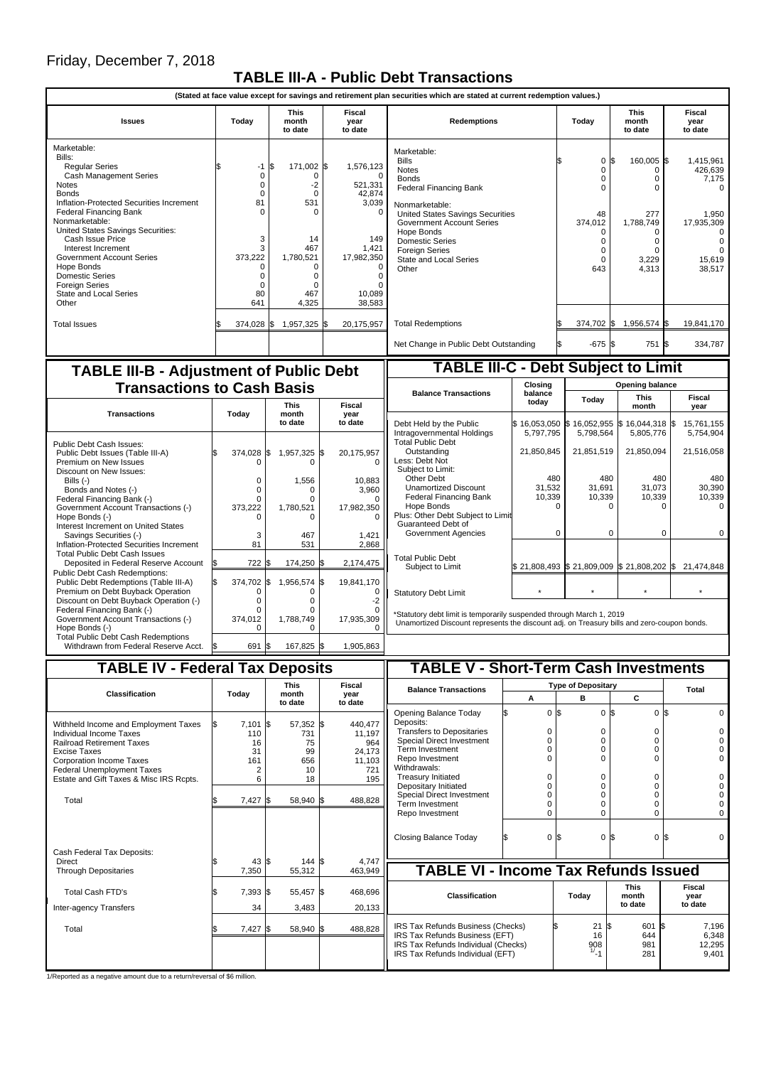Friday, December 7, 2018

# TABLE III-A - Public Debt Transactions

(Stated at face value except for savings and retirement plan securities which are stated at current redemption values.)

| Issues | Today | This month to date | Fiscal year to date |
|---|---|---|---|
| Marketable: | | | |
| Bills: | | | |
| Regular Series | $ -1 | $ 171,002 | $ 1,576,123 |
| Cash Management Series | 0 | 0 | 0 |
| Notes | 0 | -2 | 521,331 |
| Bonds | 0 | 0 | 42,874 |
| Inflation-Protected Securities Increment | 81 | 531 | 3,039 |
| Federal Financing Bank | 0 | 0 | 0 |
| Nonmarketable: | | | |
| United States Savings Securities: | | | |
| Cash Issue Price | 3 | 14 | 149 |
| Interest Increment | 3 | 467 | 1,421 |
| Government Account Series | 373,222 | 1,780,521 | 17,982,350 |
| Hope Bonds | 0 | 0 | 0 |
| Domestic Series | 0 | 0 | 0 |
| Foreign Series | 0 | 0 | 0 |
| State and Local Series | 80 | 467 | 10,089 |
| Other | 641 | 4,325 | 38,583 |
| Total Issues | $ 374,028 | $ 1,957,325 | $ 20,175,957 |

| Redemptions | Today | This month to date | Fiscal year to date |
|---|---|---|---|
| Marketable: | | | |
| Bills | $ 0 | $ 160,005 | $ 1,415,961 |
| Notes | 0 | 0 | 426,639 |
| Bonds | 0 | 0 | 7,175 |
| Federal Financing Bank | 0 | 0 | 0 |
| Nonmarketable: | | | |
| United States Savings Securities | 48 | 277 | 1,950 |
| Government Account Series | 374,012 | 1,788,749 | 17,935,309 |
| Hope Bonds | 0 | 0 | 0 |
| Domestic Series | 0 | 0 | 0 |
| Foreign Series | 0 | 0 | 0 |
| State and Local Series | 0 | 3,229 | 15,619 |
| Other | 643 | 4,313 | 38,517 |
| Total Redemptions | $ 374,702 | $ 1,956,574 | $ 19,841,170 |
| Net Change in Public Debt Outstanding | $ -675 | $ 751 | $ 334,787 |

# TABLE III-B - Adjustment of Public Debt Transactions to Cash Basis

| Transactions | Today | This month to date | Fiscal year to date |
|---|---|---|---|
| Public Debt Cash Issues: | | | |
| Public Debt Issues (Table III-A) | $ 374,028 | $ 1,957,325 | $ 20,175,957 |
| Premium on New Issues | 0 | 0 | 0 |
| Discount on New Issues: | | | |
| Bills (-) | 0 | 1,556 | 10,883 |
| Bonds and Notes (-) | 0 | 0 | 3,960 |
| Federal Financing Bank (-) | 0 | 0 | 0 |
| Government Account Transactions (-) | 373,222 | 1,780,521 | 17,982,350 |
| Hope Bonds (-) | 0 | 0 | 0 |
| Interest Increment on United States Savings Securities (-) | 3 | 467 | 1,421 |
| Inflation-Protected Securities Increment | 81 | 531 | 2,868 |
| Total Public Debt Cash Issues Deposited in Federal Reserve Account | $ 722 | $ 174,250 | $ 2,174,475 |
| Public Debt Cash Redemptions: | | | |
| Public Debt Redemptions (Table III-A) | $ 374,702 | $ 1,956,574 | $ 19,841,170 |
| Premium on Debt Buyback Operation | 0 | 0 | 0 |
| Discount on Debt Buyback Operation (-) | 0 | 0 | -2 |
| Federal Financing Bank (-) | 0 | 0 | 0 |
| Government Account Transactions (-) | 374,012 | 1,788,749 | 17,935,309 |
| Hope Bonds (-) | 0 | 0 | 0 |
| Total Public Debt Cash Redemptions Withdrawn from Federal Reserve Acct. | $ 691 | $ 167,825 | $ 1,905,863 |

# TABLE III-C - Debt Subject to Limit

| Balance Transactions | Closing balance today | Opening balance Today | Opening balance This month | Opening balance Fiscal year |
|---|---|---|---|---|
| Debt Held by the Public | $ 16,053,050 | $ 16,052,955 | $ 16,044,318 | $ 15,761,155 |
| Intragovernmental Holdings | 5,797,795 | 5,798,564 | 5,805,776 | 5,754,904 |
| Total Public Debt Outstanding | 21,850,845 | 21,851,519 | 21,850,094 | 21,516,058 |
| Less: Debt Not Subject to Limit: | | | | |
| Other Debt | 480 | 480 | 480 | 480 |
| Unamortized Discount | 31,532 | 31,691 | 31,073 | 30,390 |
| Federal Financing Bank | 10,339 | 10,339 | 10,339 | 10,339 |
| Hope Bonds | 0 | 0 | 0 | 0 |
| Plus: Other Debt Subject to Limit | | | | |
| Guaranteed Debt of Government Agencies | 0 | 0 | 0 | 0 |
| Total Public Debt Subject to Limit | $ 21,808,493 | $ 21,809,009 | $ 21,808,202 | $ 21,474,848 |
| Statutory Debt Limit | * | * | * | * |

*Statutory debt limit is temporarily suspended through March 1, 2019
Unamortized Discount represents the discount adj. on Treasury bills and zero-coupon bonds.

# TABLE IV - Federal Tax Deposits

| Classification | Today | This month to date | Fiscal year to date |
|---|---|---|---|
| Withheld Income and Employment Taxes | $ 7,101 | $ 57,352 | $ 440,477 |
| Individual Income Taxes | 110 | 731 | 11,197 |
| Railroad Retirement Taxes | 16 | 75 | 964 |
| Excise Taxes | 31 | 99 | 24,173 |
| Corporation Income Taxes | 161 | 656 | 11,103 |
| Federal Unemployment Taxes | 2 | 10 | 721 |
| Estate and Gift Taxes & Misc IRS Rcpts. | 6 | 18 | 195 |
| Total | $ 7,427 | $ 58,940 | $ 488,828 |
| Cash Federal Tax Deposits: | | | |
| Direct | $ 43 | $ 144 | $ 4,747 |
| Through Depositaries | 7,350 | 55,312 | 463,949 |
| Total Cash FTD's | $ 7,393 | $ 55,457 | $ 468,696 |
| Inter-agency Transfers | 34 | 3,483 | 20,133 |
| Total | $ 7,427 | $ 58,940 | $ 488,828 |

# TABLE V - Short-Term Cash Investments

| Balance Transactions | Type of Depositary A | Type of Depositary B | Type of Depositary C | Total |
|---|---|---|---|---|
| Opening Balance Today | $ 0 | $ 0 | $ 0 | $ 0 |
| Deposits: | | | | |
| Transfers to Depositaries | 0 | 0 | 0 | 0 |
| Special Direct Investment | 0 | 0 | 0 | 0 |
| Term Investment | 0 | 0 | 0 | 0 |
| Repo Investment | 0 | 0 | 0 | 0 |
| Withdrawals: | | | | |
| Treasury Initiated | 0 | 0 | 0 | 0 |
| Depositary Initiated | 0 | 0 | 0 | 0 |
| Special Direct Investment | 0 | 0 | 0 | 0 |
| Term Investment | 0 | 0 | 0 | 0 |
| Repo Investment | 0 | 0 | 0 | 0 |
| Closing Balance Today | $ 0 | $ 0 | $ 0 | $ 0 |

# TABLE VI - Income Tax Refunds Issued

| Classification | Today | This month to date | Fiscal year to date |
|---|---|---|---|
| IRS Tax Refunds Business (Checks) | $ 21 | $ 601 | $ 7,196 |
| IRS Tax Refunds Business (EFT) | 16 | 644 | 6,348 |
| IRS Tax Refunds Individual (Checks) | 908 | 981 | 12,295 |
| IRS Tax Refunds Individual (EFT) | [1/] -1 | 281 | 9,401 |

1/Reported as a negative amount due to a return/reversal of $6 million.